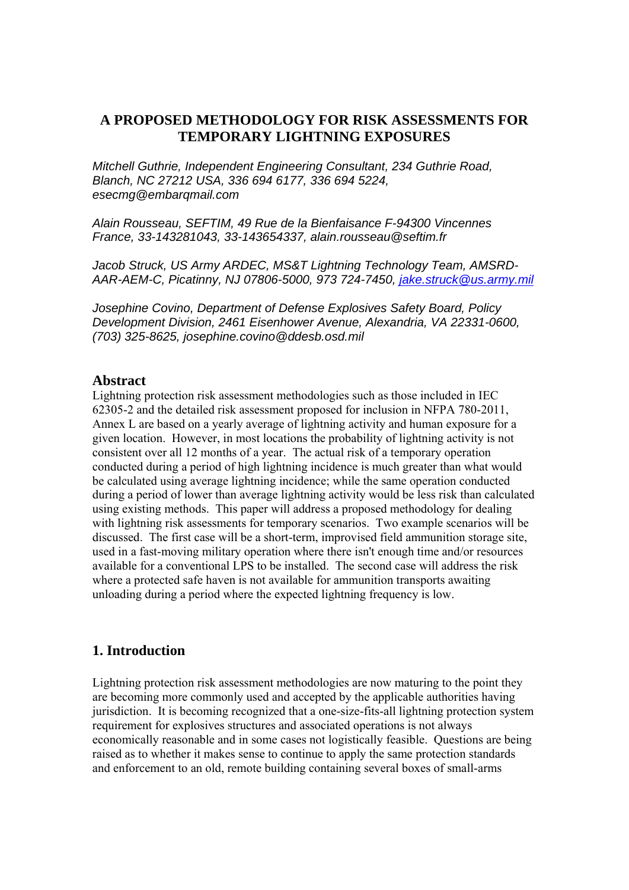# A PROPOSED METHODOLOGY FOR RISK ASSESSMENTS FOR TEMPORARY LIGHTNING EXPOSURES

*Mitchell Guthrie, Independent Engineering Consultant, 234 Guthrie Road, Blanch, NC 27212 USA, 336 694 6177, 336 694 5224, esecmg@embarqmail.com*

*Alain Rousseau, SEFTIM, 49 Rue de la Bienfaisance F-94300 Vincennes France, 33-143281043, 33-143654337, alain.rousseau@seftim.fr*

*Jacob Struck, US Army ARDEC, MS&T Lightning Technology Team, AMSRD-AAR-AEM-C, Picatinny, NJ 07806-5000, 973 724-7450, jake.struck@us.army.mil*

*Josephine Covino, Department of Defense Explosives Safety Board, Policy Development Division, 2461 Eisenhower Avenue, Alexandria, VA 22331-0600, (703) 325-8625, josephine.covino@ddesb.osd.mil*

## Abstract

Lightning protection risk assessment methodologies such as those included in IEC 62305-2 and the detailed risk assessment proposed for inclusion in NFPA 780-2011, Annex L are based on a yearly average of lightning activity and human exposure for a given location. However, in most locations the probability of lightning activity is not consistent over all 12 months of a year. The actual risk of a temporary operation conducted during a period of high lightning incidence is much greater than what would be calculated using average lightning incidence; while the same operation conducted during a period of lower than average lightning activity would be less risk than calculated using existing methods. This paper will address a proposed methodology for dealing with lightning risk assessments for temporary scenarios. Two example scenarios will be discussed. The first case will be a short-term, improvised field ammunition storage site, used in a fast-moving military operation where there isn't enough time and/or resources available for a conventional LPS to be installed. The second case will address the risk where a protected safe haven is not available for ammunition transports awaiting unloading during a period where the expected lightning frequency is low.

## 1. Introduction

Lightning protection risk assessment methodologies are now maturing to the point they are becoming more commonly used and accepted by the applicable authorities having jurisdiction. It is becoming recognized that a one-size-fits-all lightning protection system requirement for explosives structures and associated operations is not always economically reasonable and in some cases not logistically feasible. Questions are being raised as to whether it makes sense to continue to apply the same protection standards and enforcement to an old, remote building containing several boxes of small-arms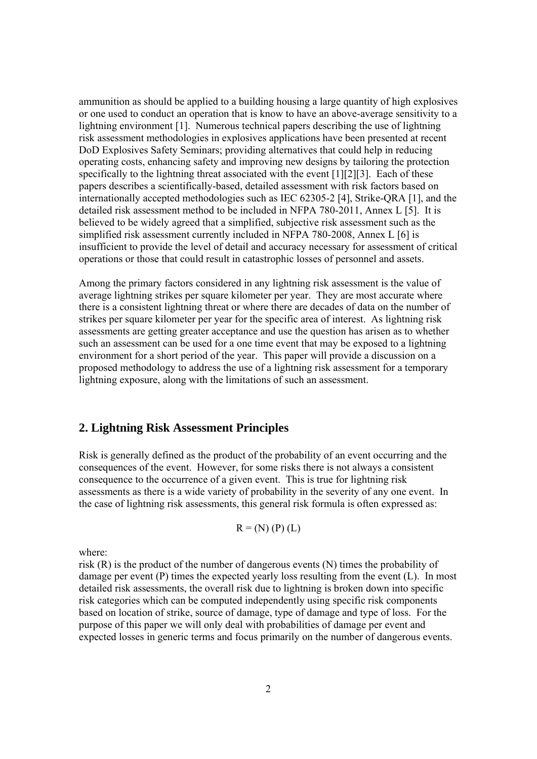ammunition as should be applied to a building housing a large quantity of high explosives or one used to conduct an operation that is know to have an above-average sensitivity to a lightning environment [1]. Numerous technical papers describing the use of lightning risk assessment methodologies in explosives applications have been presented at recent DoD Explosives Safety Seminars; providing alternatives that could help in reducing operating costs, enhancing safety and improving new designs by tailoring the protection specifically to the lightning threat associated with the event [1][2][3]. Each of these papers describes a scientifically-based, detailed assessment with risk factors based on internationally accepted methodologies such as IEC 62305-2 [4], Strike-QRA [1], and the detailed risk assessment method to be included in NFPA 780-2011, Annex L [5]. It is believed to be widely agreed that a simplified, subjective risk assessment such as the simplified risk assessment currently included in NFPA 780-2008, Annex L [6] is insufficient to provide the level of detail and accuracy necessary for assessment of critical operations or those that could result in catastrophic losses of personnel and assets.

Among the primary factors considered in any lightning risk assessment is the value of average lightning strikes per square kilometer per year. They are most accurate where there is a consistent lightning threat or where there are decades of data on the number of strikes per square kilometer per year for the specific area of interest. As lightning risk assessments are getting greater acceptance and use the question has arisen as to whether such an assessment can be used for a one time event that may be exposed to a lightning environment for a short period of the year. This paper will provide a discussion on a proposed methodology to address the use of a lightning risk assessment for a temporary lightning exposure, along with the limitations of such an assessment.

## 2. Lightning Risk Assessment Principles

Risk is generally defined as the product of the probability of an event occurring and the consequences of the event. However, for some risks there is not always a consistent consequence to the occurrence of a given event. This is true for lightning risk assessments as there is a wide variety of probability in the severity of any one event. In the case of lightning risk assessments, this general risk formula is often expressed as:

$$R = (N)\,(P)\,(L)$$

where:
risk (R) is the product of the number of dangerous events (N) times the probability of damage per event (P) times the expected yearly loss resulting from the event (L). In most detailed risk assessments, the overall risk due to lightning is broken down into specific risk categories which can be computed independently using specific risk components based on location of strike, source of damage, type of damage and type of loss. For the purpose of this paper we will only deal with probabilities of damage per event and expected losses in generic terms and focus primarily on the number of dangerous events.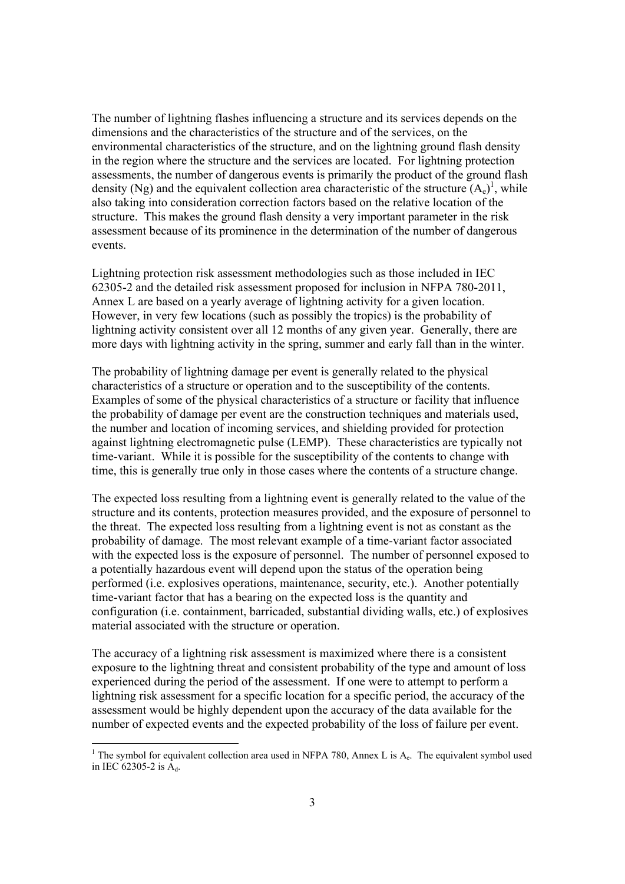The number of lightning flashes influencing a structure and its services depends on the dimensions and the characteristics of the structure and of the services, on the environmental characteristics of the structure, and on the lightning ground flash density in the region where the structure and the services are located. For lightning protection assessments, the number of dangerous events is primarily the product of the ground flash density (Ng) and the equivalent collection area characteristic of the structure ($A_e$)[1], while also taking into consideration correction factors based on the relative location of the structure. This makes the ground flash density a very important parameter in the risk assessment because of its prominence in the determination of the number of dangerous events.

Lightning protection risk assessment methodologies such as those included in IEC 62305-2 and the detailed risk assessment proposed for inclusion in NFPA 780-2011, Annex L are based on a yearly average of lightning activity for a given location. However, in very few locations (such as possibly the tropics) is the probability of lightning activity consistent over all 12 months of any given year. Generally, there are more days with lightning activity in the spring, summer and early fall than in the winter.

The probability of lightning damage per event is generally related to the physical characteristics of a structure or operation and to the susceptibility of the contents. Examples of some of the physical characteristics of a structure or facility that influence the probability of damage per event are the construction techniques and materials used, the number and location of incoming services, and shielding provided for protection against lightning electromagnetic pulse (LEMP). These characteristics are typically not time-variant. While it is possible for the susceptibility of the contents to change with time, this is generally true only in those cases where the contents of a structure change.

The expected loss resulting from a lightning event is generally related to the value of the structure and its contents, protection measures provided, and the exposure of personnel to the threat. The expected loss resulting from a lightning event is not as constant as the probability of damage. The most relevant example of a time-variant factor associated with the expected loss is the exposure of personnel. The number of personnel exposed to a potentially hazardous event will depend upon the status of the operation being performed (i.e. explosives operations, maintenance, security, etc.). Another potentially time-variant factor that has a bearing on the expected loss is the quantity and configuration (i.e. containment, barricaded, substantial dividing walls, etc.) of explosives material associated with the structure or operation.

The accuracy of a lightning risk assessment is maximized where there is a consistent exposure to the lightning threat and consistent probability of the type and amount of loss experienced during the period of the assessment. If one were to attempt to perform a lightning risk assessment for a specific location for a specific period, the accuracy of the assessment would be highly dependent upon the accuracy of the data available for the number of expected events and the expected probability of the loss of failure per event.

---

[1] The symbol for equivalent collection area used in NFPA 780, Annex L is $A_e$. The equivalent symbol used in IEC 62305-2 is $A_d$.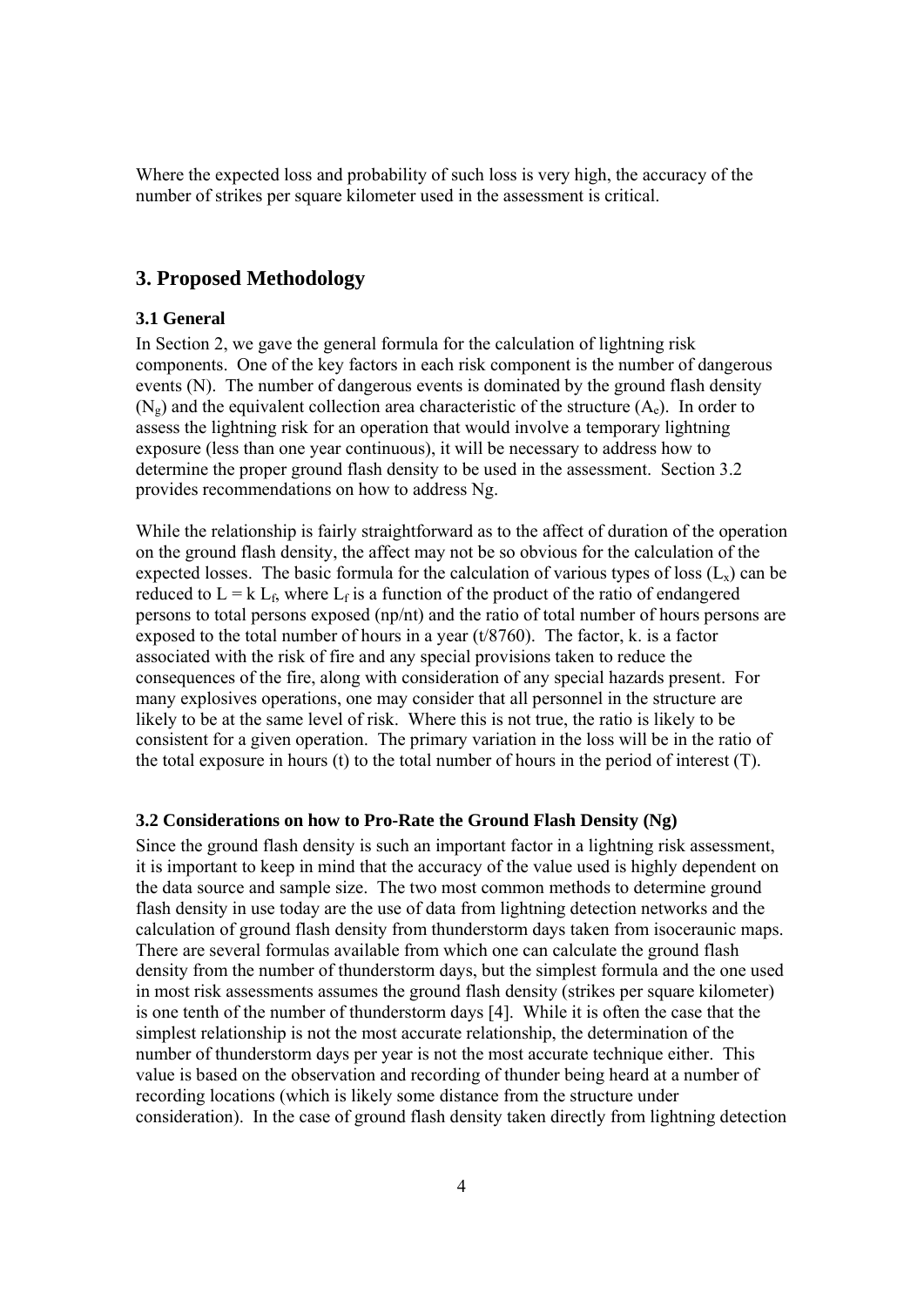Where the expected loss and probability of such loss is very high, the accuracy of the number of strikes per square kilometer used in the assessment is critical.

## 3. Proposed Methodology

### 3.1 General

In Section 2, we gave the general formula for the calculation of lightning risk components. One of the key factors in each risk component is the number of dangerous events (N). The number of dangerous events is dominated by the ground flash density ($N_g$) and the equivalent collection area characteristic of the structure ($A_e$). In order to assess the lightning risk for an operation that would involve a temporary lightning exposure (less than one year continuous), it will be necessary to address how to determine the proper ground flash density to be used in the assessment. Section 3.2 provides recommendations on how to address Ng.

While the relationship is fairly straightforward as to the affect of duration of the operation on the ground flash density, the affect may not be so obvious for the calculation of the expected losses. The basic formula for the calculation of various types of loss ($L_x$) can be reduced to $L = k\ L_f$, where $L_f$ is a function of the product of the ratio of endangered persons to total persons exposed (np/nt) and the ratio of total number of hours persons are exposed to the total number of hours in a year (t/8760). The factor, k. is a factor associated with the risk of fire and any special provisions taken to reduce the consequences of the fire, along with consideration of any special hazards present. For many explosives operations, one may consider that all personnel in the structure are likely to be at the same level of risk. Where this is not true, the ratio is likely to be consistent for a given operation. The primary variation in the loss will be in the ratio of the total exposure in hours (t) to the total number of hours in the period of interest (T).

### 3.2 Considerations on how to Pro-Rate the Ground Flash Density (Ng)

Since the ground flash density is such an important factor in a lightning risk assessment, it is important to keep in mind that the accuracy of the value used is highly dependent on the data source and sample size. The two most common methods to determine ground flash density in use today are the use of data from lightning detection networks and the calculation of ground flash density from thunderstorm days taken from isoceraunic maps. There are several formulas available from which one can calculate the ground flash density from the number of thunderstorm days, but the simplest formula and the one used in most risk assessments assumes the ground flash density (strikes per square kilometer) is one tenth of the number of thunderstorm days [4]. While it is often the case that the simplest relationship is not the most accurate relationship, the determination of the number of thunderstorm days per year is not the most accurate technique either. This value is based on the observation and recording of thunder being heard at a number of recording locations (which is likely some distance from the structure under consideration). In the case of ground flash density taken directly from lightning detection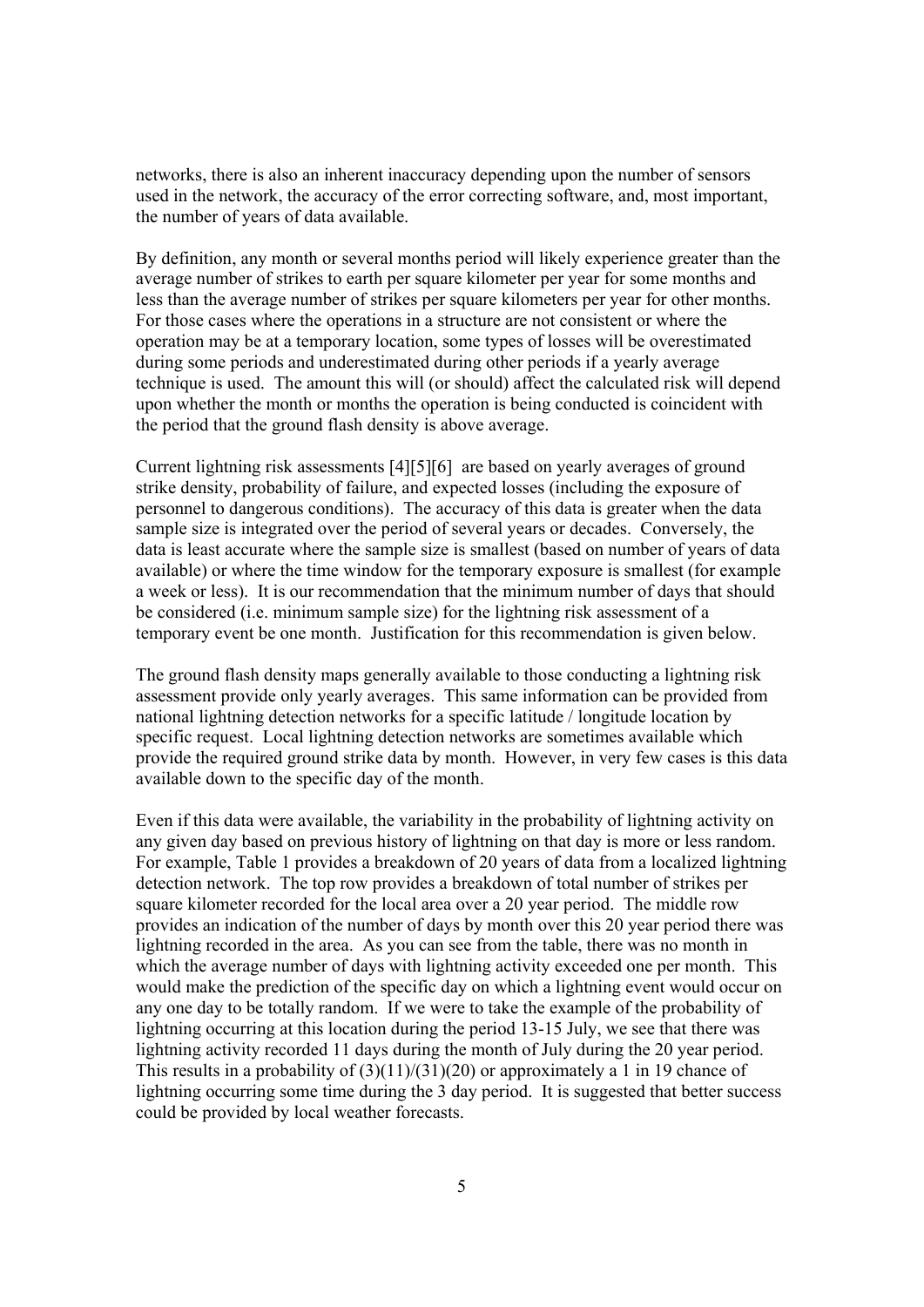networks, there is also an inherent inaccuracy depending upon the number of sensors used in the network, the accuracy of the error correcting software, and, most important, the number of years of data available.

By definition, any month or several months period will likely experience greater than the average number of strikes to earth per square kilometer per year for some months and less than the average number of strikes per square kilometers per year for other months. For those cases where the operations in a structure are not consistent or where the operation may be at a temporary location, some types of losses will be overestimated during some periods and underestimated during other periods if a yearly average technique is used. The amount this will (or should) affect the calculated risk will depend upon whether the month or months the operation is being conducted is coincident with the period that the ground flash density is above average.

Current lightning risk assessments [4][5][6] are based on yearly averages of ground strike density, probability of failure, and expected losses (including the exposure of personnel to dangerous conditions). The accuracy of this data is greater when the data sample size is integrated over the period of several years or decades. Conversely, the data is least accurate where the sample size is smallest (based on number of years of data available) or where the time window for the temporary exposure is smallest (for example a week or less). It is our recommendation that the minimum number of days that should be considered (i.e. minimum sample size) for the lightning risk assessment of a temporary event be one month. Justification for this recommendation is given below.

The ground flash density maps generally available to those conducting a lightning risk assessment provide only yearly averages. This same information can be provided from national lightning detection networks for a specific latitude / longitude location by specific request. Local lightning detection networks are sometimes available which provide the required ground strike data by month. However, in very few cases is this data available down to the specific day of the month.

Even if this data were available, the variability in the probability of lightning activity on any given day based on previous history of lightning on that day is more or less random. For example, Table 1 provides a breakdown of 20 years of data from a localized lightning detection network. The top row provides a breakdown of total number of strikes per square kilometer recorded for the local area over a 20 year period. The middle row provides an indication of the number of days by month over this 20 year period there was lightning recorded in the area. As you can see from the table, there was no month in which the average number of days with lightning activity exceeded one per month. This would make the prediction of the specific day on which a lightning event would occur on any one day to be totally random. If we were to take the example of the probability of lightning occurring at this location during the period 13-15 July, we see that there was lightning activity recorded 11 days during the month of July during the 20 year period. This results in a probability of $(3)(11)/(31)(20)$ or approximately a 1 in 19 chance of lightning occurring some time during the 3 day period. It is suggested that better success could be provided by local weather forecasts.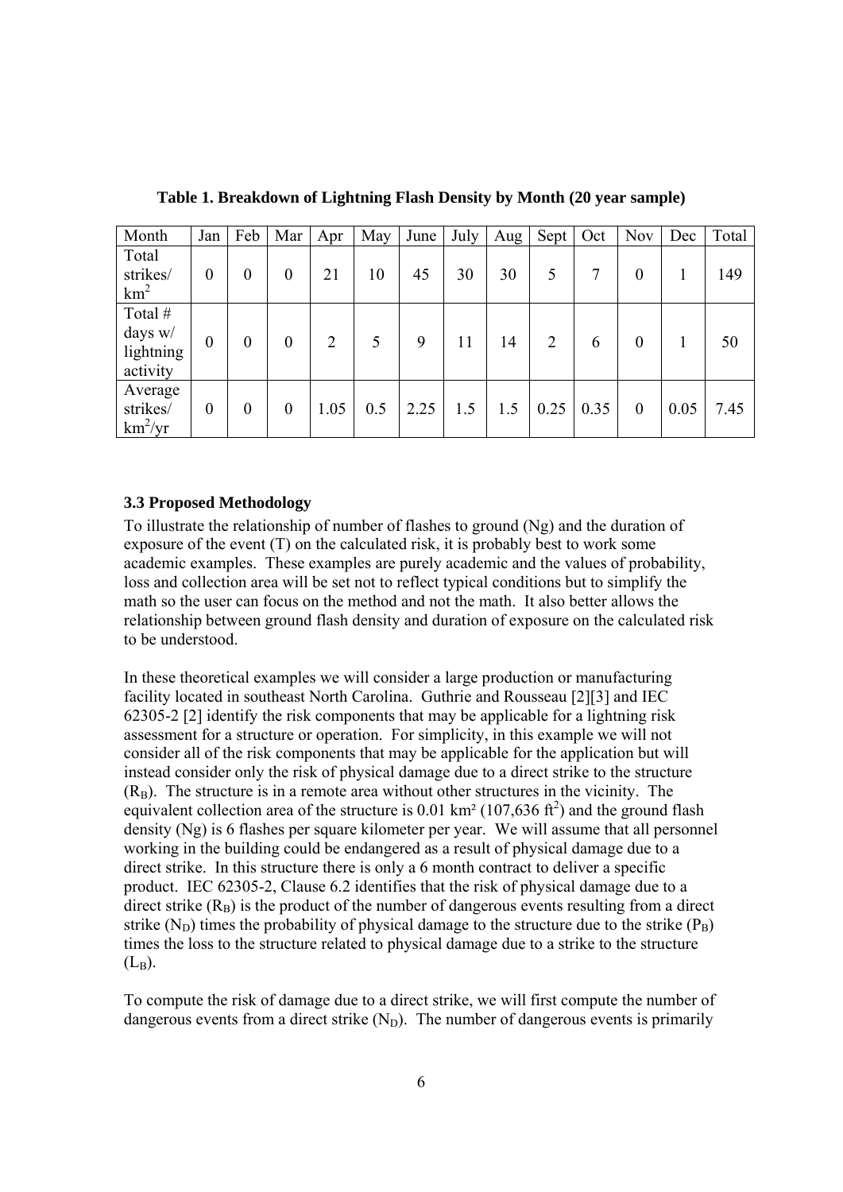**Table 1. Breakdown of Lightning Flash Density by Month (20 year sample)**

| Month | Jan | Feb | Mar | Apr | May | June | July | Aug | Sept | Oct | Nov | Dec | Total |
|---|---|---|---|---|---|---|---|---|---|---|---|---|---|
| Total strikes/ $km^2$ | 0 | 0 | 0 | 21 | 10 | 45 | 30 | 30 | 5 | 7 | 0 | 1 | 149 |
| Total # days w/ lightning activity | 0 | 0 | 0 | 2 | 5 | 9 | 11 | 14 | 2 | 6 | 0 | 1 | 50 |
| Average strikes/ $km^2$/yr | 0 | 0 | 0 | 1.05 | 0.5 | 2.25 | 1.5 | 1.5 | 0.25 | 0.35 | 0 | 0.05 | 7.45 |

### 3.3 Proposed Methodology

To illustrate the relationship of number of flashes to ground (Ng) and the duration of exposure of the event (T) on the calculated risk, it is probably best to work some academic examples. These examples are purely academic and the values of probability, loss and collection area will be set not to reflect typical conditions but to simplify the math so the user can focus on the method and not the math. It also better allows the relationship between ground flash density and duration of exposure on the calculated risk to be understood.

In these theoretical examples we will consider a large production or manufacturing facility located in southeast North Carolina. Guthrie and Rousseau [2][3] and IEC 62305-2 [2] identify the risk components that may be applicable for a lightning risk assessment for a structure or operation. For simplicity, in this example we will not consider all of the risk components that may be applicable for the application but will instead consider only the risk of physical damage due to a direct strike to the structure ($R_B$). The structure is in a remote area without other structures in the vicinity. The equivalent collection area of the structure is 0.01 km² (107,636 $ft^2$) and the ground flash density (Ng) is 6 flashes per square kilometer per year. We will assume that all personnel working in the building could be endangered as a result of physical damage due to a direct strike. In this structure there is only a 6 month contract to deliver a specific product. IEC 62305-2, Clause 6.2 identifies that the risk of physical damage due to a direct strike ($R_B$) is the product of the number of dangerous events resulting from a direct strike ($N_D$) times the probability of physical damage to the structure due to the strike ($P_B$) times the loss to the structure related to physical damage due to a strike to the structure ($L_B$).

To compute the risk of damage due to a direct strike, we will first compute the number of dangerous events from a direct strike ($N_D$). The number of dangerous events is primarily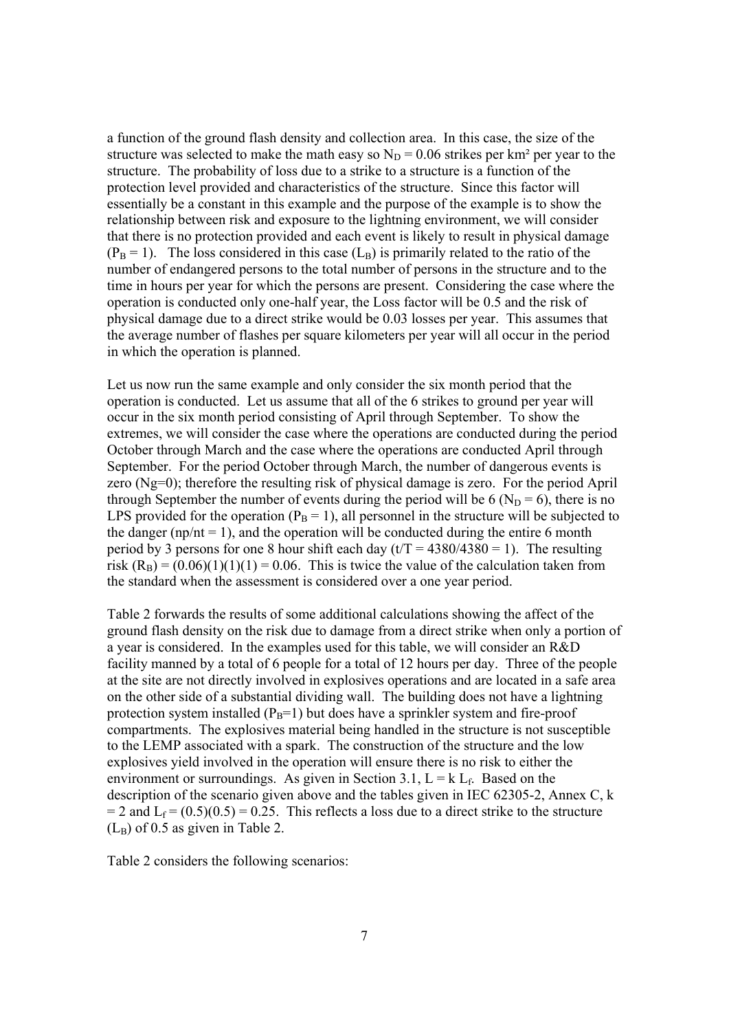a function of the ground flash density and collection area. In this case, the size of the structure was selected to make the math easy so $N_D = 0.06$ strikes per km² per year to the structure. The probability of loss due to a strike to a structure is a function of the protection level provided and characteristics of the structure. Since this factor will essentially be a constant in this example and the purpose of the example is to show the relationship between risk and exposure to the lightning environment, we will consider that there is no protection provided and each event is likely to result in physical damage ($P_B = 1$). The loss considered in this case ($L_B$) is primarily related to the ratio of the number of endangered persons to the total number of persons in the structure and to the time in hours per year for which the persons are present. Considering the case where the operation is conducted only one-half year, the Loss factor will be 0.5 and the risk of physical damage due to a direct strike would be 0.03 losses per year. This assumes that the average number of flashes per square kilometers per year will all occur in the period in which the operation is planned.

Let us now run the same example and only consider the six month period that the operation is conducted. Let us assume that all of the 6 strikes to ground per year will occur in the six month period consisting of April through September. To show the extremes, we will consider the case where the operations are conducted during the period October through March and the case where the operations are conducted April through September. For the period October through March, the number of dangerous events is zero ($Ng=0$); therefore the resulting risk of physical damage is zero. For the period April through September the number of events during the period will be 6 ($N_D = 6$), there is no LPS provided for the operation ($P_B = 1$), all personnel in the structure will be subjected to the danger ($np/nt = 1$), and the operation will be conducted during the entire 6 month period by 3 persons for one 8 hour shift each day ($t/T = 4380/4380 = 1$). The resulting risk ($R_B$) = $(0.06)(1)(1)(1) = 0.06$. This is twice the value of the calculation taken from the standard when the assessment is considered over a one year period.

Table 2 forwards the results of some additional calculations showing the affect of the ground flash density on the risk due to damage from a direct strike when only a portion of a year is considered. In the examples used for this table, we will consider an R&D facility manned by a total of 6 people for a total of 12 hours per day. Three of the people at the site are not directly involved in explosives operations and are located in a safe area on the other side of a substantial dividing wall. The building does not have a lightning protection system installed ($P_B=1$) but does have a sprinkler system and fire-proof compartments. The explosives material being handled in the structure is not susceptible to the LEMP associated with a spark. The construction of the structure and the low explosives yield involved in the operation will ensure there is no risk to either the environment or surroundings. As given in Section 3.1, $L = k\ L_f$. Based on the description of the scenario given above and the tables given in IEC 62305-2, Annex C, $k = 2$ and $L_f = (0.5)(0.5) = 0.25$. This reflects a loss due to a direct strike to the structure ($L_B$) of 0.5 as given in Table 2.

Table 2 considers the following scenarios: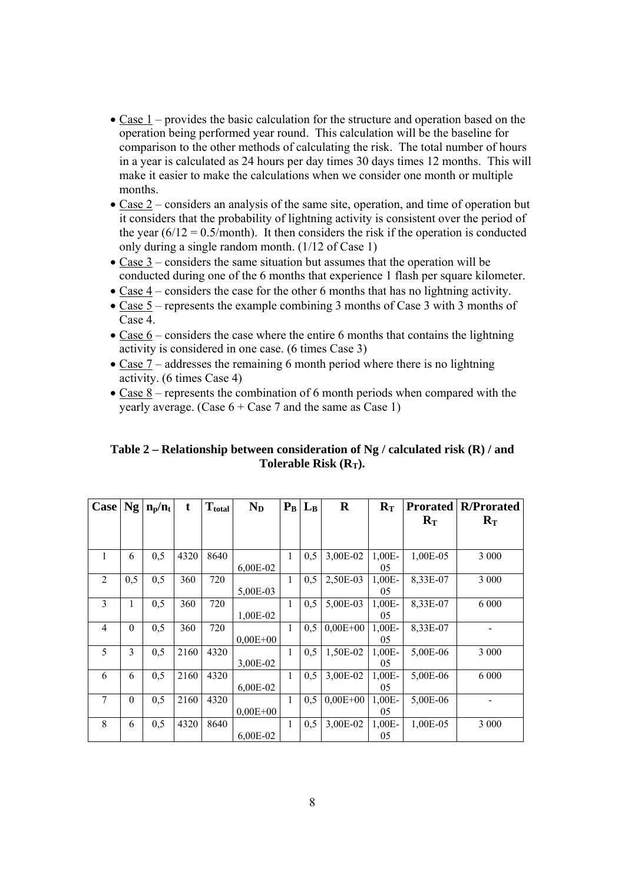- Case 1 – provides the basic calculation for the structure and operation based on the operation being performed year round. This calculation will be the baseline for comparison to the other methods of calculating the risk. The total number of hours in a year is calculated as 24 hours per day times 30 days times 12 months. This will make it easier to make the calculations when we consider one month or multiple months.
- Case 2 – considers an analysis of the same site, operation, and time of operation but it considers that the probability of lightning activity is consistent over the period of the year (6/12 = 0.5/month). It then considers the risk if the operation is conducted only during a single random month. (1/12 of Case 1)
- Case 3 – considers the same situation but assumes that the operation will be conducted during one of the 6 months that experience 1 flash per square kilometer.
- Case 4 – considers the case for the other 6 months that has no lightning activity.
- Case 5 – represents the example combining 3 months of Case 3 with 3 months of Case 4.
- Case 6 – considers the case where the entire 6 months that contains the lightning activity is considered in one case. (6 times Case 3)
- Case 7 – addresses the remaining 6 month period where there is no lightning activity. (6 times Case 4)
- Case 8 – represents the combination of 6 month periods when compared with the yearly average. (Case 6 + Case 7 and the same as Case 1)

**Table 2 – Relationship between consideration of Ng / calculated risk (R) / and Tolerable Risk ($R_T$).**

| Case | Ng | $n_p/n_t$ | t | $T_{total}$ | $N_D$ | $P_B$ | $L_B$ | R | $R_T$ | Prorated $R_T$ | R/Prorated $R_T$ |
|---|---|---|---|---|---|---|---|---|---|---|---|
| 1 | 6 | 0,5 | 4320 | 8640 | 6,00E-02 | 1 | 0,5 | 3,00E-02 | 1,00E-05 | 1,00E-05 | 3 000 |
| 2 | 0,5 | 0,5 | 360 | 720 | 5,00E-03 | 1 | 0,5 | 2,50E-03 | 1,00E-05 | 8,33E-07 | 3 000 |
| 3 | 1 | 0,5 | 360 | 720 | 1,00E-02 | 1 | 0,5 | 5,00E-03 | 1,00E-05 | 8,33E-07 | 6 000 |
| 4 | 0 | 0,5 | 360 | 720 | 0,00E+00 | 1 | 0,5 | 0,00E+00 | 1,00E-05 | 8,33E-07 | - |
| 5 | 3 | 0,5 | 2160 | 4320 | 3,00E-02 | 1 | 0,5 | 1,50E-02 | 1,00E-05 | 5,00E-06 | 3 000 |
| 6 | 6 | 0,5 | 2160 | 4320 | 6,00E-02 | 1 | 0,5 | 3,00E-02 | 1,00E-05 | 5,00E-06 | 6 000 |
| 7 | 0 | 0,5 | 2160 | 4320 | 0,00E+00 | 1 | 0,5 | 0,00E+00 | 1,00E-05 | 5,00E-06 | - |
| 8 | 6 | 0,5 | 4320 | 8640 | 6,00E-02 | 1 | 0,5 | 3,00E-02 | 1,00E-05 | 1,00E-05 | 3 000 |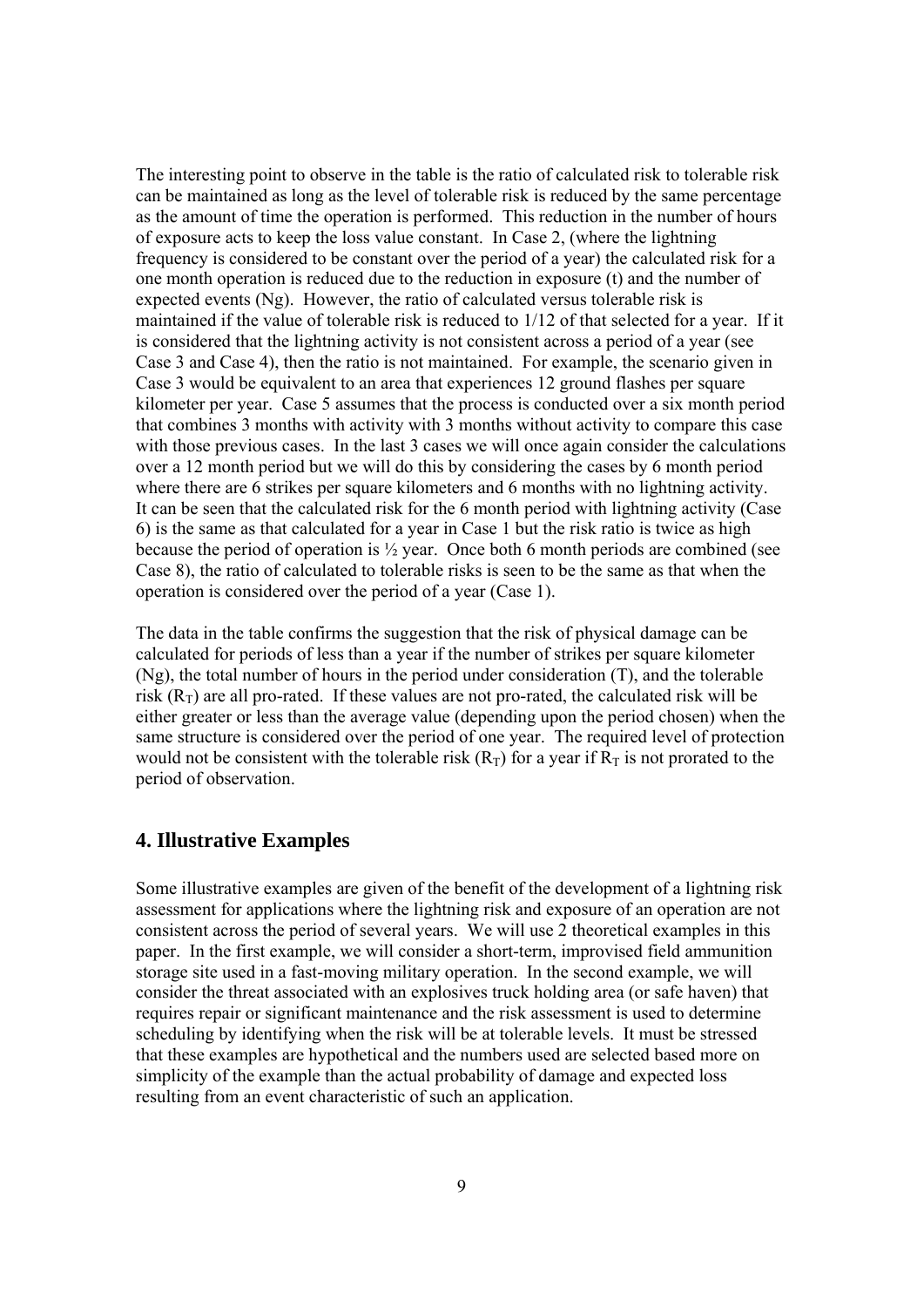The interesting point to observe in the table is the ratio of calculated risk to tolerable risk can be maintained as long as the level of tolerable risk is reduced by the same percentage as the amount of time the operation is performed. This reduction in the number of hours of exposure acts to keep the loss value constant. In Case 2, (where the lightning frequency is considered to be constant over the period of a year) the calculated risk for a one month operation is reduced due to the reduction in exposure (t) and the number of expected events (Ng). However, the ratio of calculated versus tolerable risk is maintained if the value of tolerable risk is reduced to 1/12 of that selected for a year. If it is considered that the lightning activity is not consistent across a period of a year (see Case 3 and Case 4), then the ratio is not maintained. For example, the scenario given in Case 3 would be equivalent to an area that experiences 12 ground flashes per square kilometer per year. Case 5 assumes that the process is conducted over a six month period that combines 3 months with activity with 3 months without activity to compare this case with those previous cases. In the last 3 cases we will once again consider the calculations over a 12 month period but we will do this by considering the cases by 6 month period where there are 6 strikes per square kilometers and 6 months with no lightning activity. It can be seen that the calculated risk for the 6 month period with lightning activity (Case 6) is the same as that calculated for a year in Case 1 but the risk ratio is twice as high because the period of operation is ½ year. Once both 6 month periods are combined (see Case 8), the ratio of calculated to tolerable risks is seen to be the same as that when the operation is considered over the period of a year (Case 1).

The data in the table confirms the suggestion that the risk of physical damage can be calculated for periods of less than a year if the number of strikes per square kilometer (Ng), the total number of hours in the period under consideration (T), and the tolerable risk ($R_T$) are all pro-rated. If these values are not pro-rated, the calculated risk will be either greater or less than the average value (depending upon the period chosen) when the same structure is considered over the period of one year. The required level of protection would not be consistent with the tolerable risk ($R_T$) for a year if $R_T$ is not prorated to the period of observation.

## 4. Illustrative Examples

Some illustrative examples are given of the benefit of the development of a lightning risk assessment for applications where the lightning risk and exposure of an operation are not consistent across the period of several years. We will use 2 theoretical examples in this paper. In the first example, we will consider a short-term, improvised field ammunition storage site used in a fast-moving military operation. In the second example, we will consider the threat associated with an explosives truck holding area (or safe haven) that requires repair or significant maintenance and the risk assessment is used to determine scheduling by identifying when the risk will be at tolerable levels. It must be stressed that these examples are hypothetical and the numbers used are selected based more on simplicity of the example than the actual probability of damage and expected loss resulting from an event characteristic of such an application.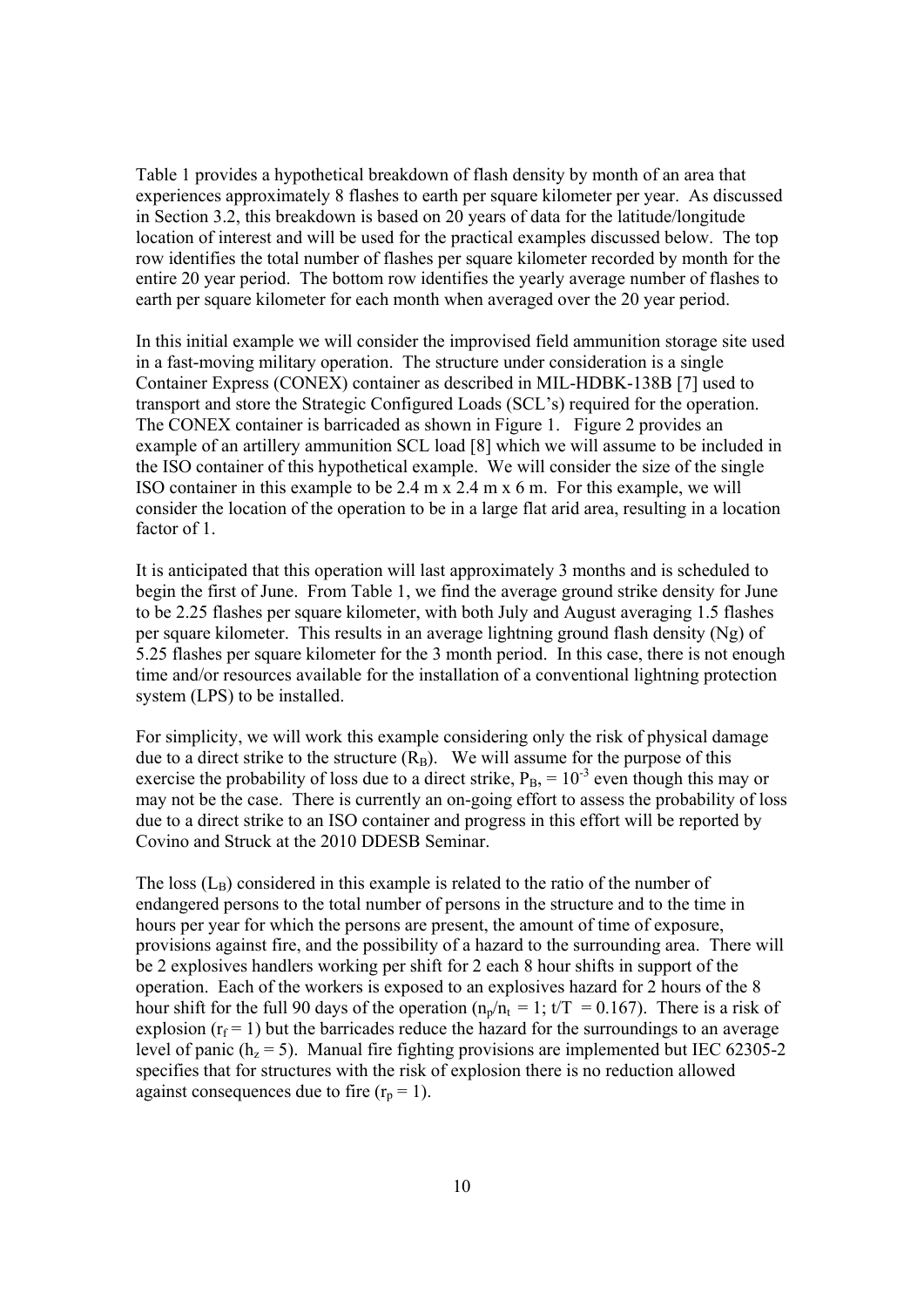Table 1 provides a hypothetical breakdown of flash density by month of an area that experiences approximately 8 flashes to earth per square kilometer per year. As discussed in Section 3.2, this breakdown is based on 20 years of data for the latitude/longitude location of interest and will be used for the practical examples discussed below. The top row identifies the total number of flashes per square kilometer recorded by month for the entire 20 year period. The bottom row identifies the yearly average number of flashes to earth per square kilometer for each month when averaged over the 20 year period.

In this initial example we will consider the improvised field ammunition storage site used in a fast-moving military operation. The structure under consideration is a single Container Express (CONEX) container as described in MIL-HDBK-138B [7] used to transport and store the Strategic Configured Loads (SCL's) required for the operation. The CONEX container is barricaded as shown in Figure 1. Figure 2 provides an example of an artillery ammunition SCL load [8] which we will assume to be included in the ISO container of this hypothetical example. We will consider the size of the single ISO container in this example to be 2.4 m x 2.4 m x 6 m. For this example, we will consider the location of the operation to be in a large flat arid area, resulting in a location factor of 1.

It is anticipated that this operation will last approximately 3 months and is scheduled to begin the first of June. From Table 1, we find the average ground strike density for June to be 2.25 flashes per square kilometer, with both July and August averaging 1.5 flashes per square kilometer. This results in an average lightning ground flash density (Ng) of 5.25 flashes per square kilometer for the 3 month period. In this case, there is not enough time and/or resources available for the installation of a conventional lightning protection system (LPS) to be installed.

For simplicity, we will work this example considering only the risk of physical damage due to a direct strike to the structure ($R_B$). We will assume for the purpose of this exercise the probability of loss due to a direct strike, $P_B$, $= 10^{-3}$ even though this may or may not be the case. There is currently an on-going effort to assess the probability of loss due to a direct strike to an ISO container and progress in this effort will be reported by Covino and Struck at the 2010 DDESB Seminar.

The loss ($L_B$) considered in this example is related to the ratio of the number of endangered persons to the total number of persons in the structure and to the time in hours per year for which the persons are present, the amount of time of exposure, provisions against fire, and the possibility of a hazard to the surrounding area. There will be 2 explosives handlers working per shift for 2 each 8 hour shifts in support of the operation. Each of the workers is exposed to an explosives hazard for 2 hours of the 8 hour shift for the full 90 days of the operation ($n_p/n_t = 1$; $t/T = 0.167$). There is a risk of explosion ($r_f = 1$) but the barricades reduce the hazard for the surroundings to an average level of panic ($h_z = 5$). Manual fire fighting provisions are implemented but IEC 62305-2 specifies that for structures with the risk of explosion there is no reduction allowed against consequences due to fire ($r_p = 1$).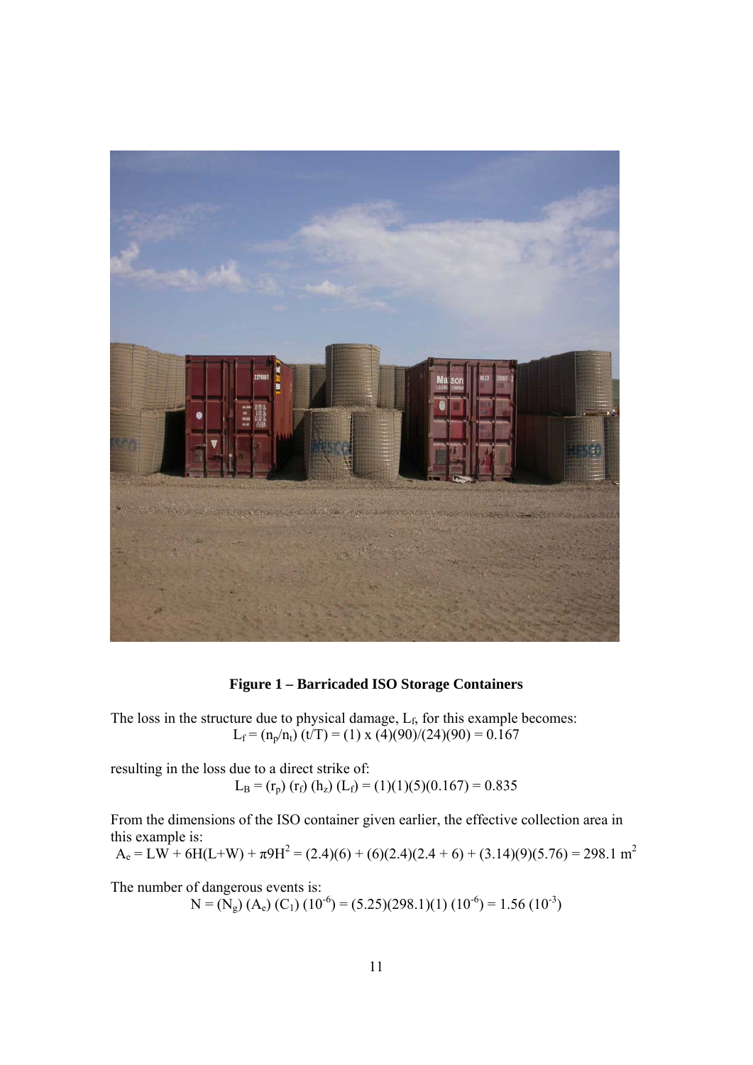**Figure 1 – Barricaded ISO Storage Containers**

The loss in the structure due to physical damage, $L_f$, for this example becomes:

$$L_f = (n_p/n_t)\ (t/T) = (1) \times (4)(90)/(24)(90) = 0.167$$

resulting in the loss due to a direct strike of:

$$L_B = (r_p)\ (r_f)\ (h_z)\ (L_f) = (1)(1)(5)(0.167) = 0.835$$

From the dimensions of the ISO container given earlier, the effective collection area in this example is:

$$A_e = LW + 6H(L+W) + \pi 9H^2 = (2.4)(6) + (6)(2.4)(2.4 + 6) + (3.14)(9)(5.76) = 298.1\ m^2$$

The number of dangerous events is:

$$N = (N_g)\ (A_e)\ (C_1)\ (10^{-6}) = (5.25)(298.1)(1)\ (10^{-6}) = 1.56\ (10^{-3})$$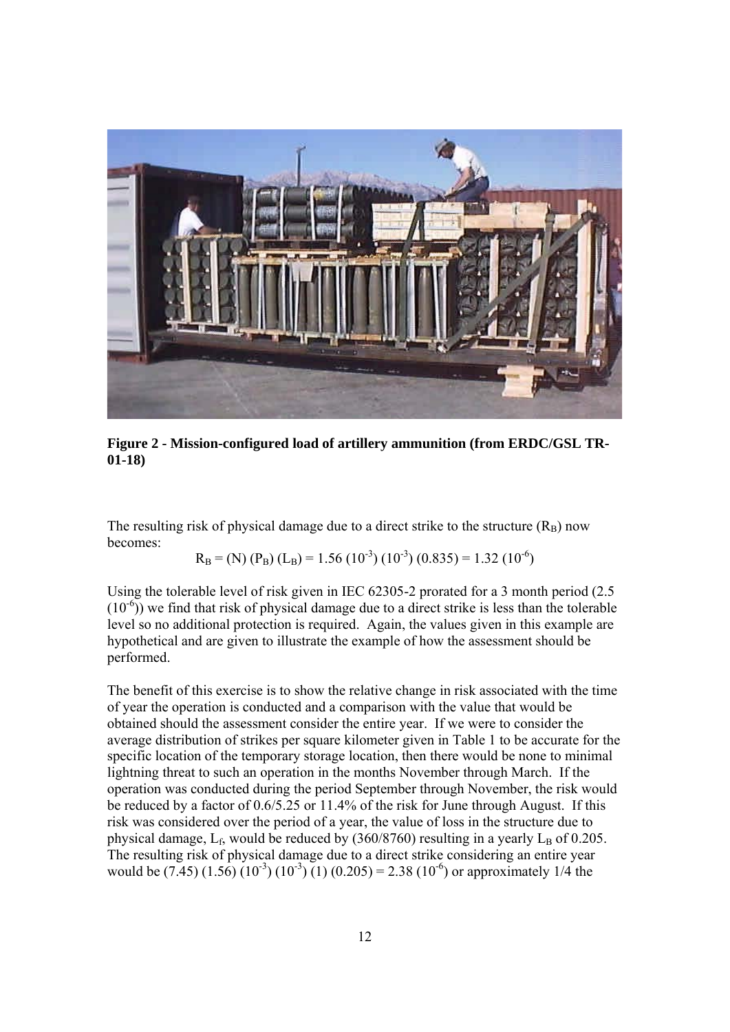**Figure 2 - Mission-configured load of artillery ammunition (from ERDC/GSL TR-01-18)**

The resulting risk of physical damage due to a direct strike to the structure ($R_B$) now becomes:

$$R_B = (N)\ (P_B)\ (L_B) = 1.56\ (10^{-3})\ (10^{-3})\ (0.835) = 1.32\ (10^{-6})$$

Using the tolerable level of risk given in IEC 62305-2 prorated for a 3 month period (2.5 $(10^{-6})$) we find that risk of physical damage due to a direct strike is less than the tolerable level so no additional protection is required. Again, the values given in this example are hypothetical and are given to illustrate the example of how the assessment should be performed.

The benefit of this exercise is to show the relative change in risk associated with the time of year the operation is conducted and a comparison with the value that would be obtained should the assessment consider the entire year. If we were to consider the average distribution of strikes per square kilometer given in Table 1 to be accurate for the specific location of the temporary storage location, then there would be none to minimal lightning threat to such an operation in the months November through March. If the operation was conducted during the period September through November, the risk would be reduced by a factor of 0.6/5.25 or 11.4% of the risk for June through August. If this risk was considered over the period of a year, the value of loss in the structure due to physical damage, $L_f$, would be reduced by (360/8760) resulting in a yearly $L_B$ of 0.205. The resulting risk of physical damage due to a direct strike considering an entire year would be $(7.45)\ (1.56)\ (10^{-3})\ (10^{-3})\ (1)\ (0.205) = 2.38\ (10^{-6})$ or approximately 1/4 the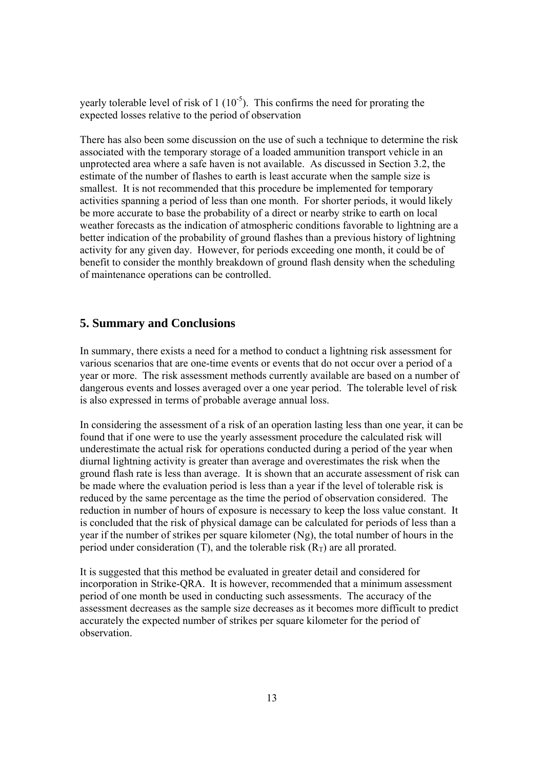yearly tolerable level of risk of 1 ($10^{-5}$). This confirms the need for prorating the expected losses relative to the period of observation

There has also been some discussion on the use of such a technique to determine the risk associated with the temporary storage of a loaded ammunition transport vehicle in an unprotected area where a safe haven is not available. As discussed in Section 3.2, the estimate of the number of flashes to earth is least accurate when the sample size is smallest. It is not recommended that this procedure be implemented for temporary activities spanning a period of less than one month. For shorter periods, it would likely be more accurate to base the probability of a direct or nearby strike to earth on local weather forecasts as the indication of atmospheric conditions favorable to lightning are a better indication of the probability of ground flashes than a previous history of lightning activity for any given day. However, for periods exceeding one month, it could be of benefit to consider the monthly breakdown of ground flash density when the scheduling of maintenance operations can be controlled.

## 5. Summary and Conclusions

In summary, there exists a need for a method to conduct a lightning risk assessment for various scenarios that are one-time events or events that do not occur over a period of a year or more. The risk assessment methods currently available are based on a number of dangerous events and losses averaged over a one year period. The tolerable level of risk is also expressed in terms of probable average annual loss.

In considering the assessment of a risk of an operation lasting less than one year, it can be found that if one were to use the yearly assessment procedure the calculated risk will underestimate the actual risk for operations conducted during a period of the year when diurnal lightning activity is greater than average and overestimates the risk when the ground flash rate is less than average. It is shown that an accurate assessment of risk can be made where the evaluation period is less than a year if the level of tolerable risk is reduced by the same percentage as the time the period of observation considered. The reduction in number of hours of exposure is necessary to keep the loss value constant. It is concluded that the risk of physical damage can be calculated for periods of less than a year if the number of strikes per square kilometer (Ng), the total number of hours in the period under consideration (T), and the tolerable risk ($R_T$) are all prorated.

It is suggested that this method be evaluated in greater detail and considered for incorporation in Strike-QRA. It is however, recommended that a minimum assessment period of one month be used in conducting such assessments. The accuracy of the assessment decreases as the sample size decreases as it becomes more difficult to predict accurately the expected number of strikes per square kilometer for the period of observation.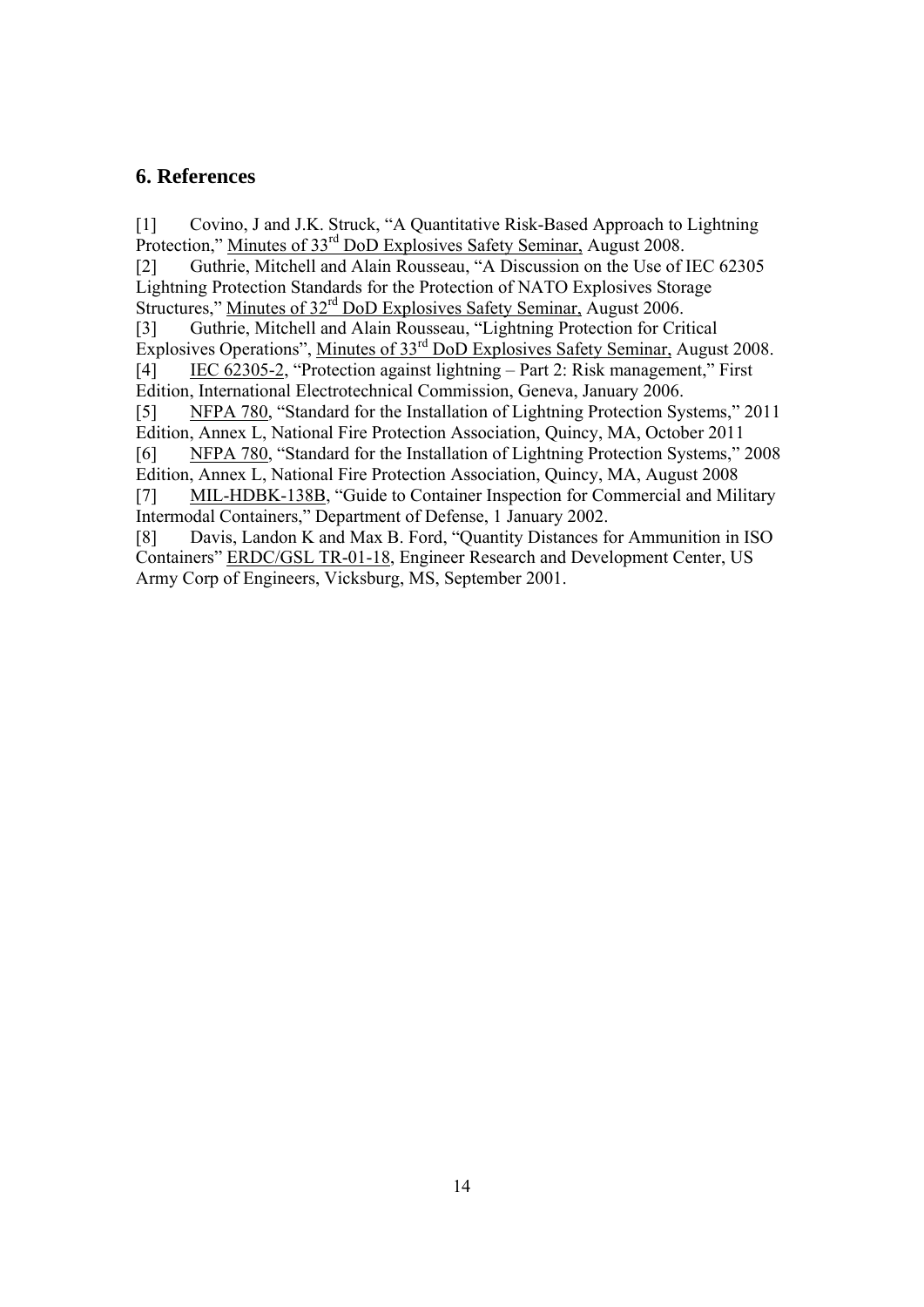## 6. References

[1] Covino, J and J.K. Struck, "A Quantitative Risk-Based Approach to Lightning Protection," Minutes of 33rd DoD Explosives Safety Seminar, August 2008.

[2] Guthrie, Mitchell and Alain Rousseau, "A Discussion on the Use of IEC 62305 Lightning Protection Standards for the Protection of NATO Explosives Storage Structures," Minutes of 32rd DoD Explosives Safety Seminar, August 2006.

[3] Guthrie, Mitchell and Alain Rousseau, "Lightning Protection for Critical Explosives Operations", Minutes of 33rd DoD Explosives Safety Seminar, August 2008.

[4] IEC 62305-2, "Protection against lightning – Part 2: Risk management," First Edition, International Electrotechnical Commission, Geneva, January 2006.

[5] NFPA 780, "Standard for the Installation of Lightning Protection Systems," 2011 Edition, Annex L, National Fire Protection Association, Quincy, MA, October 2011

[6] NFPA 780, "Standard for the Installation of Lightning Protection Systems," 2008 Edition, Annex L, National Fire Protection Association, Quincy, MA, August 2008

[7] MIL-HDBK-138B, "Guide to Container Inspection for Commercial and Military Intermodal Containers," Department of Defense, 1 January 2002.

[8] Davis, Landon K and Max B. Ford, "Quantity Distances for Ammunition in ISO Containers" ERDC/GSL TR-01-18, Engineer Research and Development Center, US Army Corp of Engineers, Vicksburg, MS, September 2001.